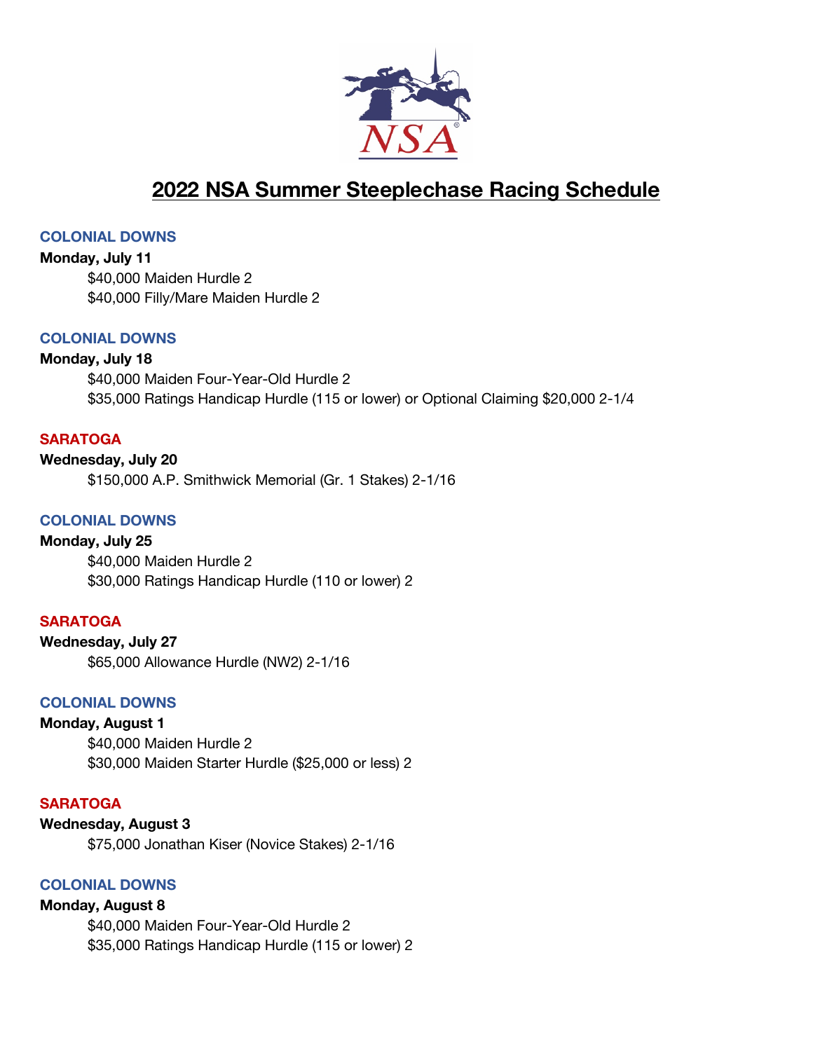# 2022 NSA Summer Steeplechase Racing Schedule

### COLONIAL DOWNS

**Monday, July 11**

$40,000 Maiden Hurdle 2
$40,000 Filly/Mare Maiden Hurdle 2

### COLONIAL DOWNS

**Monday, July 18**

$40,000 Maiden Four-Year-Old Hurdle 2
$35,000 Ratings Handicap Hurdle (115 or lower) or Optional Claiming $20,000 2-1/4

### SARATOGA

**Wednesday, July 20**

$150,000 A.P. Smithwick Memorial (Gr. 1 Stakes) 2-1/16

### COLONIAL DOWNS

**Monday, July 25**

$40,000 Maiden Hurdle 2
$30,000 Ratings Handicap Hurdle (110 or lower) 2

### SARATOGA

**Wednesday, July 27**

$65,000 Allowance Hurdle (NW2) 2-1/16

### COLONIAL DOWNS

**Monday, August 1**

$40,000 Maiden Hurdle 2
$30,000 Maiden Starter Hurdle ($25,000 or less) 2

### SARATOGA

**Wednesday, August 3**

$75,000 Jonathan Kiser (Novice Stakes) 2-1/16

### COLONIAL DOWNS

**Monday, August 8**

$40,000 Maiden Four-Year-Old Hurdle 2
$35,000 Ratings Handicap Hurdle (115 or lower) 2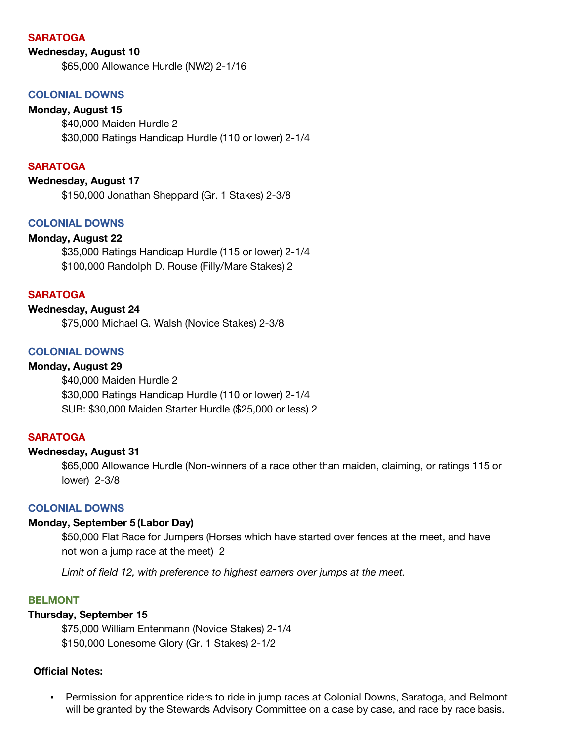## SARATOGA

**Wednesday, August 10**

$65,000 Allowance Hurdle (NW2) 2-1/16

## COLONIAL DOWNS

**Monday, August 15**

$40,000 Maiden Hurdle 2

$30,000 Ratings Handicap Hurdle (110 or lower) 2-1/4

## SARATOGA

**Wednesday, August 17**

$150,000 Jonathan Sheppard (Gr. 1 Stakes) 2-3/8

## COLONIAL DOWNS

**Monday, August 22**

$35,000 Ratings Handicap Hurdle (115 or lower) 2-1/4

$100,000 Randolph D. Rouse (Filly/Mare Stakes) 2

## SARATOGA

**Wednesday, August 24**

$75,000 Michael G. Walsh (Novice Stakes) 2-3/8

## COLONIAL DOWNS

**Monday, August 29**

$40,000 Maiden Hurdle 2

$30,000 Ratings Handicap Hurdle (110 or lower) 2-1/4

SUB: $30,000 Maiden Starter Hurdle ($25,000 or less) 2

## SARATOGA

**Wednesday, August 31**

$65,000 Allowance Hurdle (Non-winners of a race other than maiden, claiming, or ratings 115 or lower) 2-3/8

## COLONIAL DOWNS

**Monday, September 5 (Labor Day)**

$50,000 Flat Race for Jumpers (Horses which have started over fences at the meet, and have not won a jump race at the meet) 2

*Limit of field 12, with preference to highest earners over jumps at the meet.*

## BELMONT

**Thursday, September 15**

$75,000 William Entenmann (Novice Stakes) 2-1/4

$150,000 Lonesome Glory (Gr. 1 Stakes) 2-1/2

**Official Notes:**

- Permission for apprentice riders to ride in jump races at Colonial Downs, Saratoga, and Belmont will be granted by the Stewards Advisory Committee on a case by case, and race by race basis.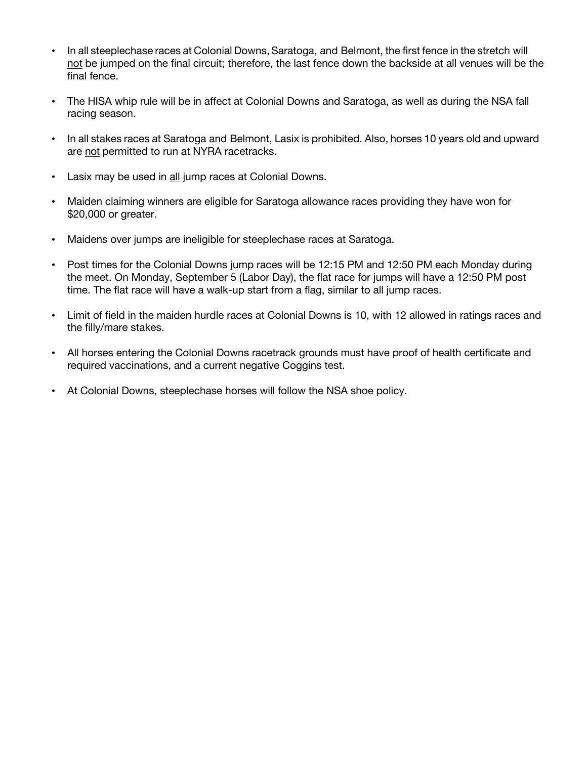- In all steeplechase races at Colonial Downs, Saratoga, and Belmont, the first fence in the stretch will <u>not</u> be jumped on the final circuit; therefore, the last fence down the backside at all venues will be the final fence.
- The HISA whip rule will be in affect at Colonial Downs and Saratoga, as well as during the NSA fall racing season.
- In all stakes races at Saratoga and Belmont, Lasix is prohibited. Also, horses 10 years old and upward are <u>not</u> permitted to run at NYRA racetracks.
- Lasix may be used in <u>all</u> jump races at Colonial Downs.
- Maiden claiming winners are eligible for Saratoga allowance races providing they have won for $20,000 or greater.
- Maidens over jumps are ineligible for steeplechase races at Saratoga.
- Post times for the Colonial Downs jump races will be 12:15 PM and 12:50 PM each Monday during the meet. On Monday, September 5 (Labor Day), the flat race for jumps will have a 12:50 PM post time. The flat race will have a walk-up start from a flag, similar to all jump races.
- Limit of field in the maiden hurdle races at Colonial Downs is 10, with 12 allowed in ratings races and the filly/mare stakes.
- All horses entering the Colonial Downs racetrack grounds must have proof of health certificate and required vaccinations, and a current negative Coggins test.
- At Colonial Downs, steeplechase horses will follow the NSA shoe policy.